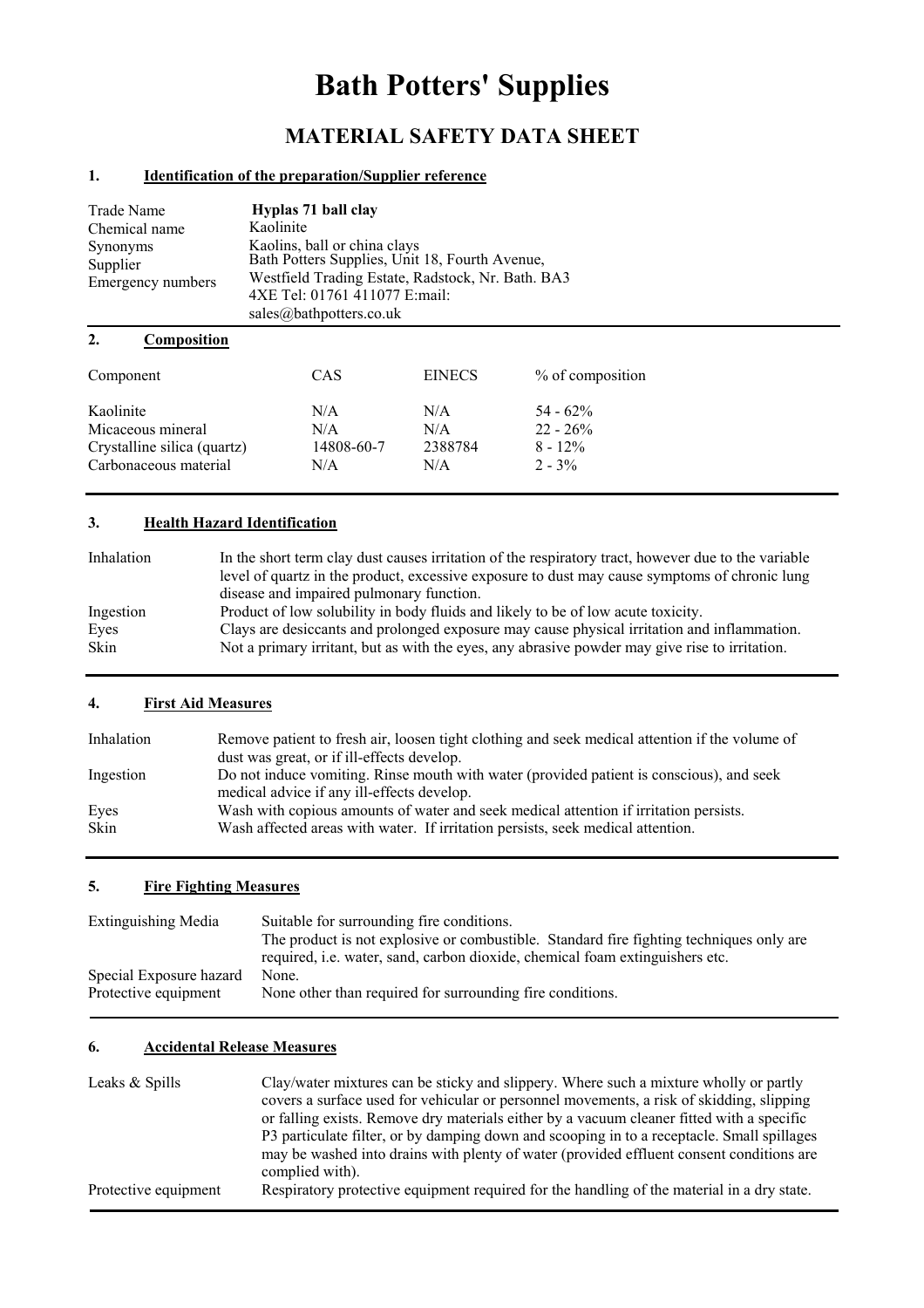# Bath Potters' Supplies

## MATERIAL SAFETY DATA SHEET

### 1. Identification of the preparation/Supplier reference

| | |
|---|---|
| Trade Name | **Hyplas 71 ball clay** |
| Chemical name | Kaolinite |
| Synonyms | Kaolins, ball or china clays |
| Supplier | Bath Potters Supplies, Unit 18, Fourth Avenue, |
| Emergency numbers | Westfield Trading Estate, Radstock, Nr. Bath. BA3 4XE Tel: 01761 411077 E:mail: sales@bathpotters.co.uk |

### 2. Composition

| Component | CAS | EINECS | % of composition |
|---|---|---|---|
| Kaolinite | N/A | N/A | 54 - 62% |
| Micaceous mineral | N/A | N/A | 22 - 26% |
| Crystalline silica (quartz) | 14808-60-7 | 2388784 | 8 - 12% |
| Carbonaceous material | N/A | N/A | 2 - 3% |

### 3. Health Hazard Identification

| | |
|---|---|
| Inhalation | In the short term clay dust causes irritation of the respiratory tract, however due to the variable level of quartz in the product, excessive exposure to dust may cause symptoms of chronic lung disease and impaired pulmonary function. |
| Ingestion | Product of low solubility in body fluids and likely to be of low acute toxicity. |
| Eyes | Clays are desiccants and prolonged exposure may cause physical irritation and inflammation. |
| Skin | Not a primary irritant, but as with the eyes, any abrasive powder may give rise to irritation. |

### 4. First Aid Measures

| | |
|---|---|
| Inhalation | Remove patient to fresh air, loosen tight clothing and seek medical attention if the volume of dust was great, or if ill-effects develop. |
| Ingestion | Do not induce vomiting. Rinse mouth with water (provided patient is conscious), and seek medical advice if any ill-effects develop. |
| Eyes | Wash with copious amounts of water and seek medical attention if irritation persists. |
| Skin | Wash affected areas with water. If irritation persists, seek medical attention. |

### 5. Fire Fighting Measures

| | |
|---|---|
| Extinguishing Media | Suitable for surrounding fire conditions. The product is not explosive or combustible. Standard fire fighting techniques only are required, i.e. water, sand, carbon dioxide, chemical foam extinguishers etc. |
| Special Exposure hazard | None. |
| Protective equipment | None other than required for surrounding fire conditions. |

### 6. Accidental Release Measures

| | |
|---|---|
| Leaks & Spills | Clay/water mixtures can be sticky and slippery. Where such a mixture wholly or partly covers a surface used for vehicular or personnel movements, a risk of skidding, slipping or falling exists. Remove dry materials either by a vacuum cleaner fitted with a specific P3 particulate filter, or by damping down and scooping in to a receptacle. Small spillages may be washed into drains with plenty of water (provided effluent consent conditions are complied with). |
| Protective equipment | Respiratory protective equipment required for the handling of the material in a dry state. |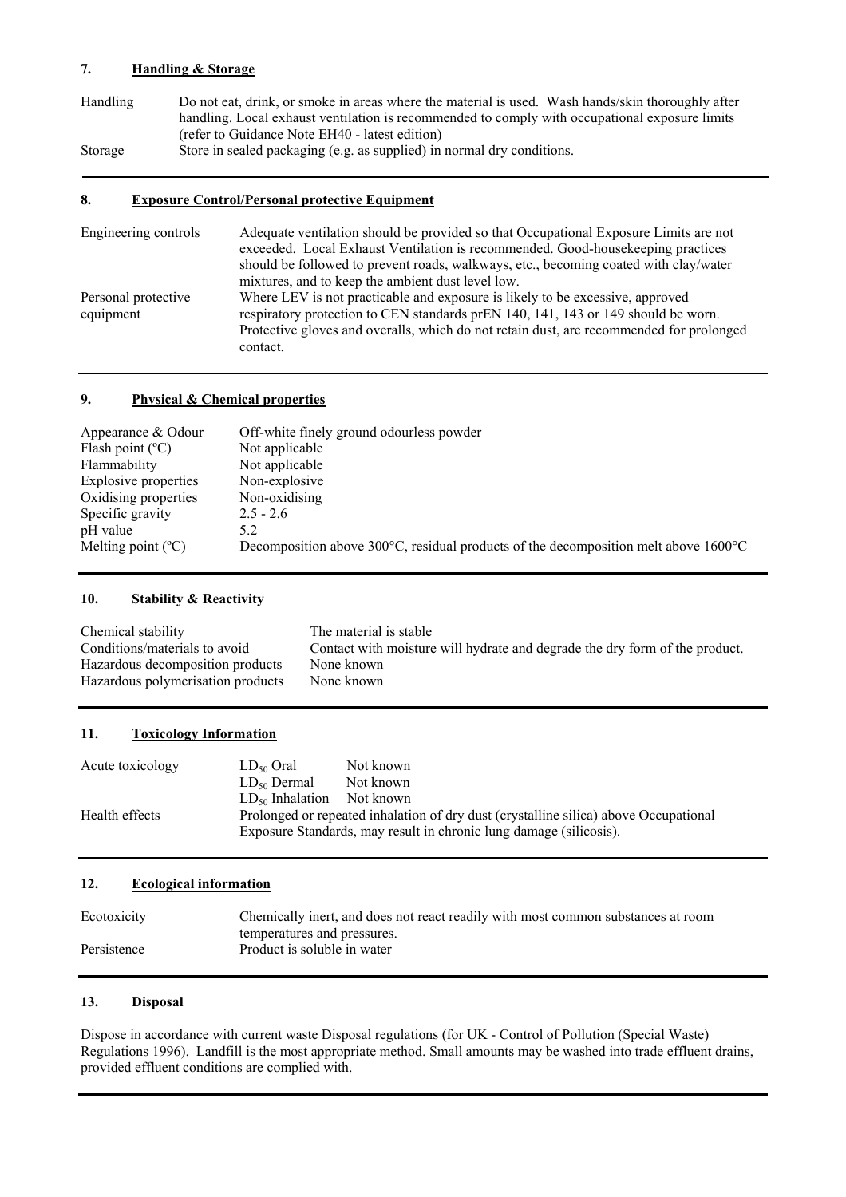## 7. Handling & Storage

| | |
|---|---|
| Handling | Do not eat, drink, or smoke in areas where the material is used. Wash hands/skin thoroughly after handling. Local exhaust ventilation is recommended to comply with occupational exposure limits (refer to Guidance Note EH40 - latest edition) |
| Storage | Store in sealed packaging (e.g. as supplied) in normal dry conditions. |

## 8. Exposure Control/Personal protective Equipment

| | |
|---|---|
| Engineering controls | Adequate ventilation should be provided so that Occupational Exposure Limits are not exceeded. Local Exhaust Ventilation is recommended. Good-housekeeping practices should be followed to prevent roads, walkways, etc., becoming coated with clay/water mixtures, and to keep the ambient dust level low. |
| Personal protective equipment | Where LEV is not practicable and exposure is likely to be excessive, approved respiratory protection to CEN standards prEN 140, 141, 143 or 149 should be worn. Protective gloves and overalls, which do not retain dust, are recommended for prolonged contact. |

## 9. Physical & Chemical properties

| | |
|---|---|
| Appearance & Odour | Off-white finely ground odourless powder |
| Flash point (ºC) | Not applicable |
| Flammability | Not applicable |
| Explosive properties | Non-explosive |
| Oxidising properties | Non-oxidising |
| Specific gravity | 2.5 - 2.6 |
| pH value | 5.2 |
| Melting point (ºC) | Decomposition above 300°C, residual products of the decomposition melt above 1600°C |

## 10. Stability & Reactivity

| | |
|---|---|
| Chemical stability | The material is stable |
| Conditions/materials to avoid | Contact with moisture will hydrate and degrade the dry form of the product. |
| Hazardous decomposition products | None known |
| Hazardous polymerisation products | None known |

## 11. Toxicology Information

| | | |
|---|---|---|
| Acute toxicology | $LD_{50}$ Oral | Not known |
| | $LD_{50}$ Dermal | Not known |
| | $LD_{50}$ Inhalation | Not known |
| Health effects | Prolonged or repeated inhalation of dry dust (crystalline silica) above Occupational Exposure Standards, may result in chronic lung damage (silicosis). | |

## 12. Ecological information

| | |
|---|---|
| Ecotoxicity | Chemically inert, and does not react readily with most common substances at room temperatures and pressures. |
| Persistence | Product is soluble in water |

## 13. Disposal

Dispose in accordance with current waste Disposal regulations (for UK - Control of Pollution (Special Waste) Regulations 1996). Landfill is the most appropriate method. Small amounts may be washed into trade effluent drains, provided effluent conditions are complied with.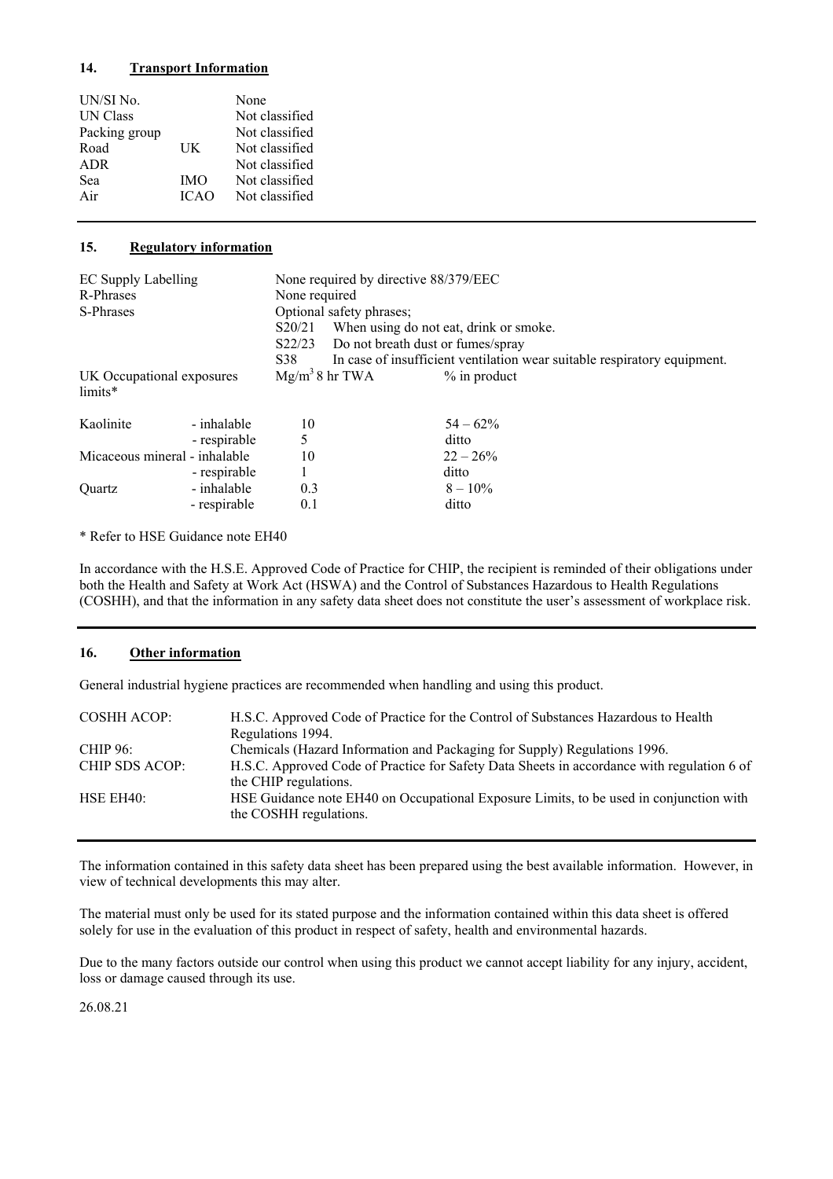## 14. Transport Information

| | | |
|---|---|---|
| UN/SI No. | | None |
| UN Class | | Not classified |
| Packing group | | Not classified |
| Road | UK | Not classified |
| ADR | | Not classified |
| Sea | IMO | Not classified |
| Air | ICAO | Not classified |

## 15. Regulatory information

| | | |
|---|---|---|
| EC Supply Labelling | None required by directive 88/379/EEC | |
| R-Phrases | None required | |
| S-Phrases | Optional safety phrases; | |
| | S20/21 | When using do not eat, drink or smoke. |
| | S22/23 | Do not breath dust or fumes/spray |
| | S38 | In case of insufficient ventilation wear suitable respiratory equipment. |

| UK Occupational exposures limits* | | $Mg/m^3$ 8 hr TWA | % in product |
|---|---|---|---|
| Kaolinite | - inhalable | 10 | 54 – 62% |
| | - respirable | 5 | ditto |
| Micaceous mineral | - inhalable | 10 | 22 – 26% |
| | - respirable | 1 | ditto |
| Quartz | - inhalable | 0.3 | 8 – 10% |
| | - respirable | 0.1 | ditto |

\* Refer to HSE Guidance note EH40

In accordance with the H.S.E. Approved Code of Practice for CHIP, the recipient is reminded of their obligations under both the Health and Safety at Work Act (HSWA) and the Control of Substances Hazardous to Health Regulations (COSHH), and that the information in any safety data sheet does not constitute the user's assessment of workplace risk.

## 16. Other information

General industrial hygiene practices are recommended when handling and using this product.

| | |
|---|---|
| COSHH ACOP: | H.S.C. Approved Code of Practice for the Control of Substances Hazardous to Health Regulations 1994. |
| CHIP 96: | Chemicals (Hazard Information and Packaging for Supply) Regulations 1996. |
| CHIP SDS ACOP: | H.S.C. Approved Code of Practice for Safety Data Sheets in accordance with regulation 6 of the CHIP regulations. |
| HSE EH40: | HSE Guidance note EH40 on Occupational Exposure Limits, to be used in conjunction with the COSHH regulations. |

The information contained in this safety data sheet has been prepared using the best available information. However, in view of technical developments this may alter.

The material must only be used for its stated purpose and the information contained within this data sheet is offered solely for use in the evaluation of this product in respect of safety, health and environmental hazards.

Due to the many factors outside our control when using this product we cannot accept liability for any injury, accident, loss or damage caused through its use.

26.08.21